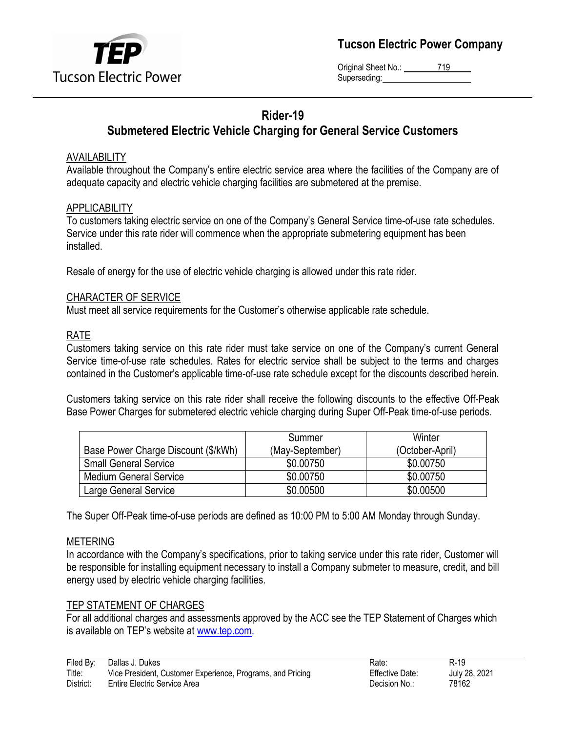**Tucson Electric Power Company**

Original Sheet No.: 719
Superseding:

# Rider-19
## Submetered Electric Vehicle Charging for General Service Customers

### AVAILABILITY
Available throughout the Company's entire electric service area where the facilities of the Company are of adequate capacity and electric vehicle charging facilities are submetered at the premise.

### APPLICABILITY
To customers taking electric service on one of the Company's General Service time-of-use rate schedules. Service under this rate rider will commence when the appropriate submetering equipment has been installed.

Resale of energy for the use of electric vehicle charging is allowed under this rate rider.

### CHARACTER OF SERVICE
Must meet all service requirements for the Customer's otherwise applicable rate schedule.

### RATE
Customers taking service on this rate rider must take service on one of the Company's current General Service time-of-use rate schedules. Rates for electric service shall be subject to the terms and charges contained in the Customer's applicable time-of-use rate schedule except for the discounts described herein.

Customers taking service on this rate rider shall receive the following discounts to the effective Off-Peak Base Power Charges for submetered electric vehicle charging during Super Off-Peak time-of-use periods.

| Base Power Charge Discount ($/kWh) | Summer (May-September) | Winter (October-April) |
|---|---|---|
| Small General Service | $0.00750 | $0.00750 |
| Medium General Service | $0.00750 | $0.00750 |
| Large General Service | $0.00500 | $0.00500 |

The Super Off-Peak time-of-use periods are defined as 10:00 PM to 5:00 AM Monday through Sunday.

### METERING
In accordance with the Company's specifications, prior to taking service under this rate rider, Customer will be responsible for installing equipment necessary to install a Company submeter to measure, credit, and bill energy used by electric vehicle charging facilities.

### TEP STATEMENT OF CHARGES
For all additional charges and assessments approved by the ACC see the TEP Statement of Charges which is available on TEP's website at www.tep.com.

Filed By: Dallas J. Dukes
Title: Vice President, Customer Experience, Programs, and Pricing
District: Entire Electric Service Area

Rate: R-19
Effective Date: July 28, 2021
Decision No.: 78162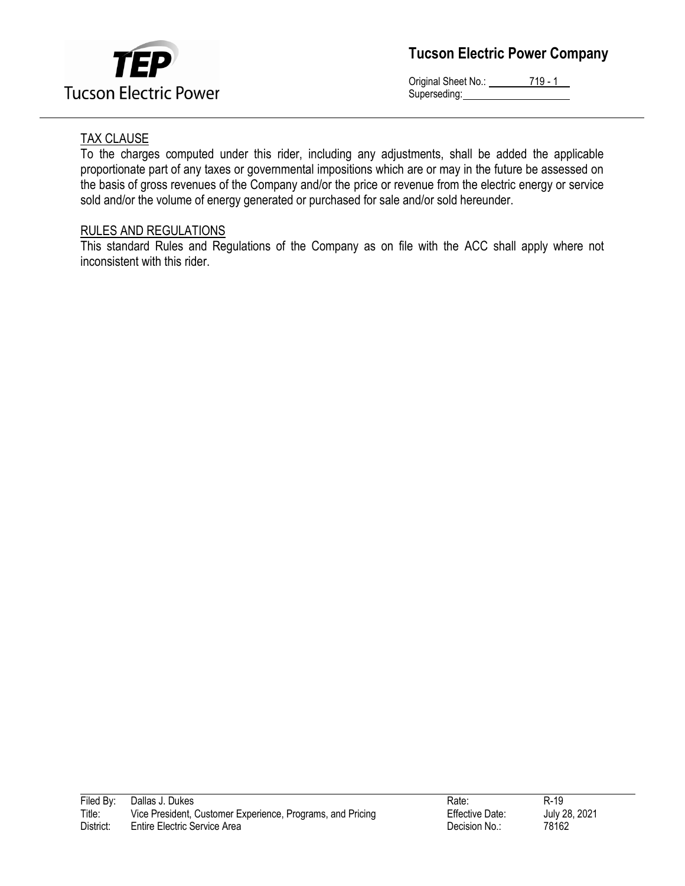## TAX CLAUSE

To the charges computed under this rider, including any adjustments, shall be added the applicable proportionate part of any taxes or governmental impositions which are or may in the future be assessed on the basis of gross revenues of the Company and/or the price or revenue from the electric energy or service sold and/or the volume of energy generated or purchased for sale and/or sold hereunder.

## RULES AND REGULATIONS

This standard Rules and Regulations of the Company as on file with the ACC shall apply where not inconsistent with this rider.